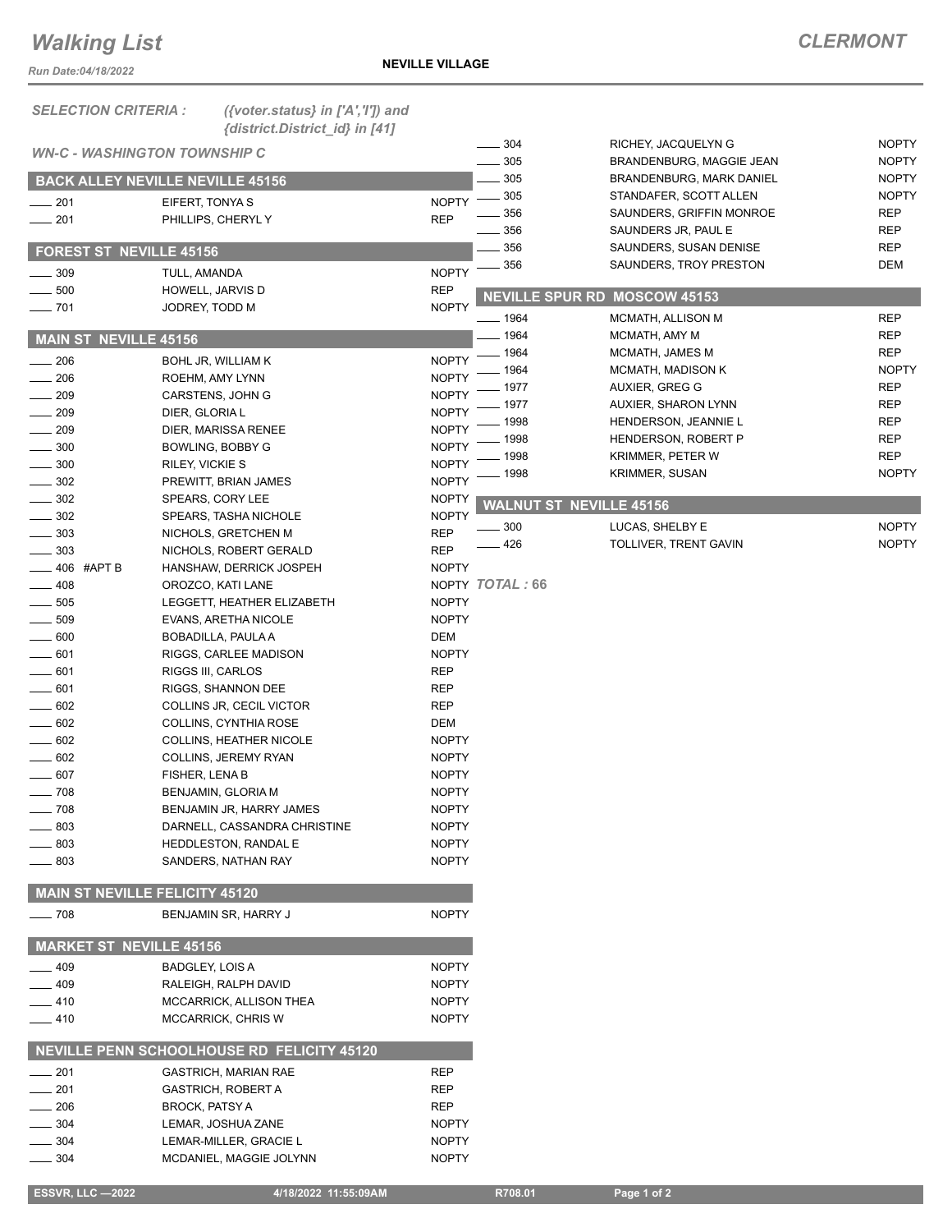# Walking List

**CLERMONT**

Run Date:04/18/2022

**NEVILLE VILLAGE**

*SELECTION CRITERIA :* *({voter.status} in ['A','I']) and {district.District_id} in [41]*

*WN-C - WASHINGTON TOWNSHIP C*

## BACK ALLEY NEVILLE NEVILLE 45156

| No. | Name | Party |
|---|---|---|
| ____ 201 | EIFERT, TONYA S | NOPTY |
| ____ 201 | PHILLIPS, CHERYL Y | REP |

## FOREST ST NEVILLE 45156

| No. | Name | Party |
|---|---|---|
| ____ 309 | TULL, AMANDA | NOPTY |
| ____ 500 | HOWELL, JARVIS D | REP |
| ____ 701 | JODREY, TODD M | NOPTY |

## MAIN ST NEVILLE 45156

| No. | Name | Party |
|---|---|---|
| ____ 206 | BOHL JR, WILLIAM K | NOPTY |
| ____ 206 | ROEHM, AMY LYNN | NOPTY |
| ____ 209 | CARSTENS, JOHN G | NOPTY |
| ____ 209 | DIER, GLORIA L | NOPTY |
| ____ 209 | DIER, MARISSA RENEE | NOPTY |
| ____ 300 | BOWLING, BOBBY G | NOPTY |
| ____ 300 | RILEY, VICKIE S | NOPTY |
| ____ 302 | PREWITT, BRIAN JAMES | NOPTY |
| ____ 302 | SPEARS, CORY LEE | NOPTY |
| ____ 302 | SPEARS, TASHA NICHOLE | NOPTY |
| ____ 303 | NICHOLS, GRETCHEN M | REP |
| ____ 303 | NICHOLS, ROBERT GERALD | REP |
| ____ 406 #APT B | HANSHAW, DERRICK JOSPEH | NOPTY |
| ____ 408 | OROZCO, KATI LANE | NOPTY |
| ____ 505 | LEGGETT, HEATHER ELIZABETH | NOPTY |
| ____ 509 | EVANS, ARETHA NICOLE | NOPTY |
| ____ 600 | BOBADILLA, PAULA A | DEM |
| ____ 601 | RIGGS, CARLEE MADISON | NOPTY |
| ____ 601 | RIGGS III, CARLOS | REP |
| ____ 601 | RIGGS, SHANNON DEE | REP |
| ____ 602 | COLLINS JR, CECIL VICTOR | REP |
| ____ 602 | COLLINS, CYNTHIA ROSE | DEM |
| ____ 602 | COLLINS, HEATHER NICOLE | NOPTY |
| ____ 602 | COLLINS, JEREMY RYAN | NOPTY |
| ____ 607 | FISHER, LENA B | NOPTY |
| ____ 708 | BENJAMIN, GLORIA M | NOPTY |
| ____ 708 | BENJAMIN JR, HARRY JAMES | NOPTY |
| ____ 803 | DARNELL, CASSANDRA CHRISTINE | NOPTY |
| ____ 803 | HEDDLESTON, RANDAL E | NOPTY |
| ____ 803 | SANDERS, NATHAN RAY | NOPTY |

## MAIN ST NEVILLE FELICITY 45120

| No. | Name | Party |
|---|---|---|
| ____ 708 | BENJAMIN SR, HARRY J | NOPTY |

## MARKET ST NEVILLE 45156

| No. | Name | Party |
|---|---|---|
| ____ 409 | BADGLEY, LOIS A | NOPTY |
| ____ 409 | RALEIGH, RALPH DAVID | NOPTY |
| ____ 410 | MCCARRICK, ALLISON THEA | NOPTY |
| ____ 410 | MCCARRICK, CHRIS W | NOPTY |

## NEVILLE PENN SCHOOLHOUSE RD FELICITY 45120

| No. | Name | Party |
|---|---|---|
| ____ 201 | GASTRICH, MARIAN RAE | REP |
| ____ 201 | GASTRICH, ROBERT A | REP |
| ____ 206 | BROCK, PATSY A | REP |
| ____ 304 | LEMAR, JOSHUA ZANE | NOPTY |
| ____ 304 | LEMAR-MILLER, GRACIE L | NOPTY |
| ____ 304 | MCDANIEL, MAGGIE JOLYNN | NOPTY |
| ____ 304 | RICHEY, JACQUELYN G | NOPTY |
| ____ 305 | BRANDENBURG, MAGGIE JEAN | NOPTY |
| ____ 305 | BRANDENBURG, MARK DANIEL | NOPTY |
| ____ 305 | STANDAFER, SCOTT ALLEN | NOPTY |
| ____ 356 | SAUNDERS, GRIFFIN MONROE | REP |
| ____ 356 | SAUNDERS JR, PAUL E | REP |
| ____ 356 | SAUNDERS, SUSAN DENISE | REP |
| ____ 356 | SAUNDERS, TROY PRESTON | DEM |

## NEVILLE SPUR RD MOSCOW 45153

| No. | Name | Party |
|---|---|---|
| ____ 1964 | MCMATH, ALLISON M | REP |
| ____ 1964 | MCMATH, AMY M | REP |
| ____ 1964 | MCMATH, JAMES M | REP |
| ____ 1964 | MCMATH, MADISON K | NOPTY |
| ____ 1977 | AUXIER, GREG G | REP |
| ____ 1977 | AUXIER, SHARON LYNN | REP |
| ____ 1998 | HENDERSON, JEANNIE L | REP |
| ____ 1998 | HENDERSON, ROBERT P | REP |
| ____ 1998 | KRIMMER, PETER W | REP |
| ____ 1998 | KRIMMER, SUSAN | NOPTY |

## WALNUT ST NEVILLE 45156

| No. | Name | Party |
|---|---|---|
| ____ 300 | LUCAS, SHELBY E | NOPTY |
| ____ 426 | TOLLIVER, TRENT GAVIN | NOPTY |

*TOTAL : 66*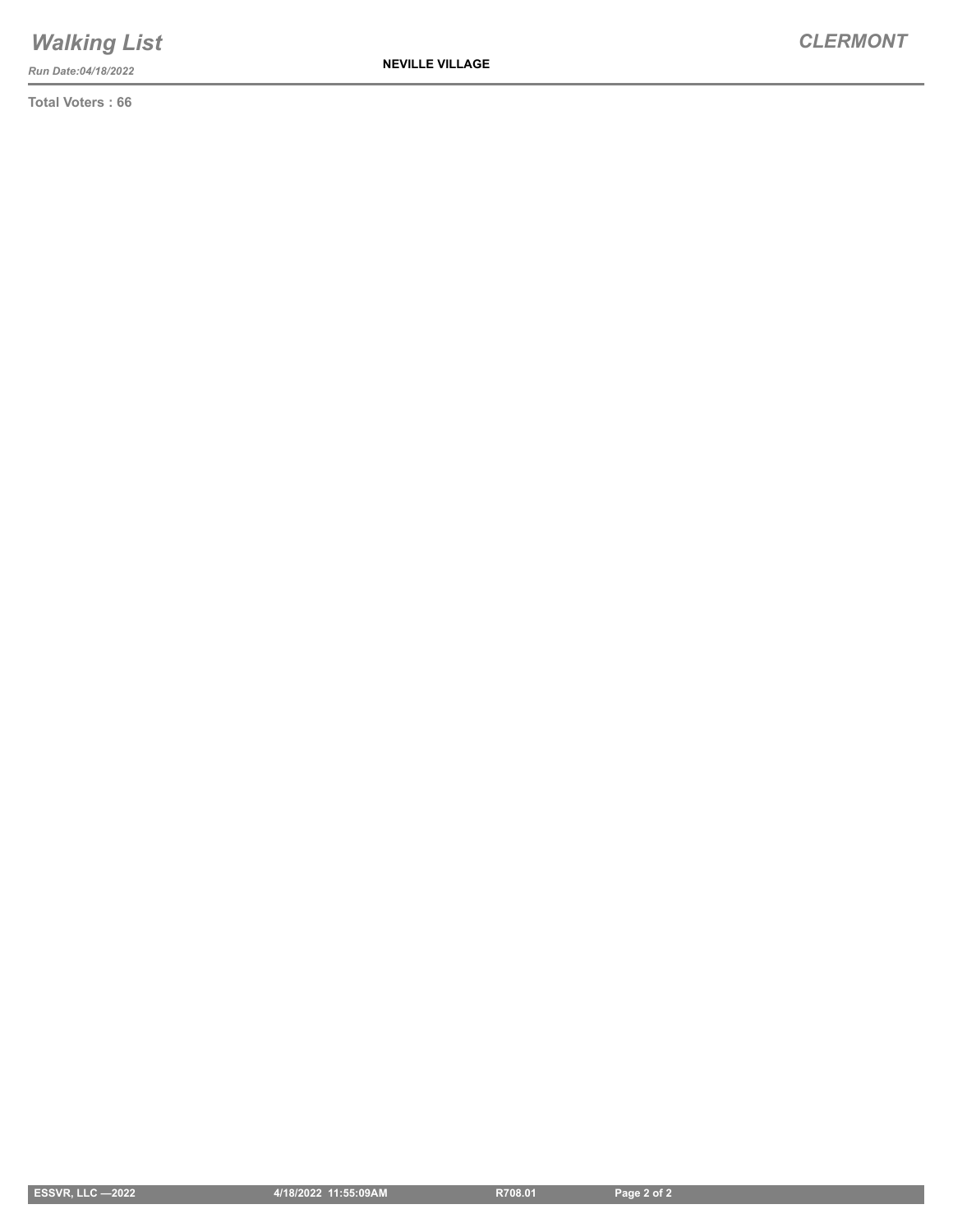**Total Voters : 66**